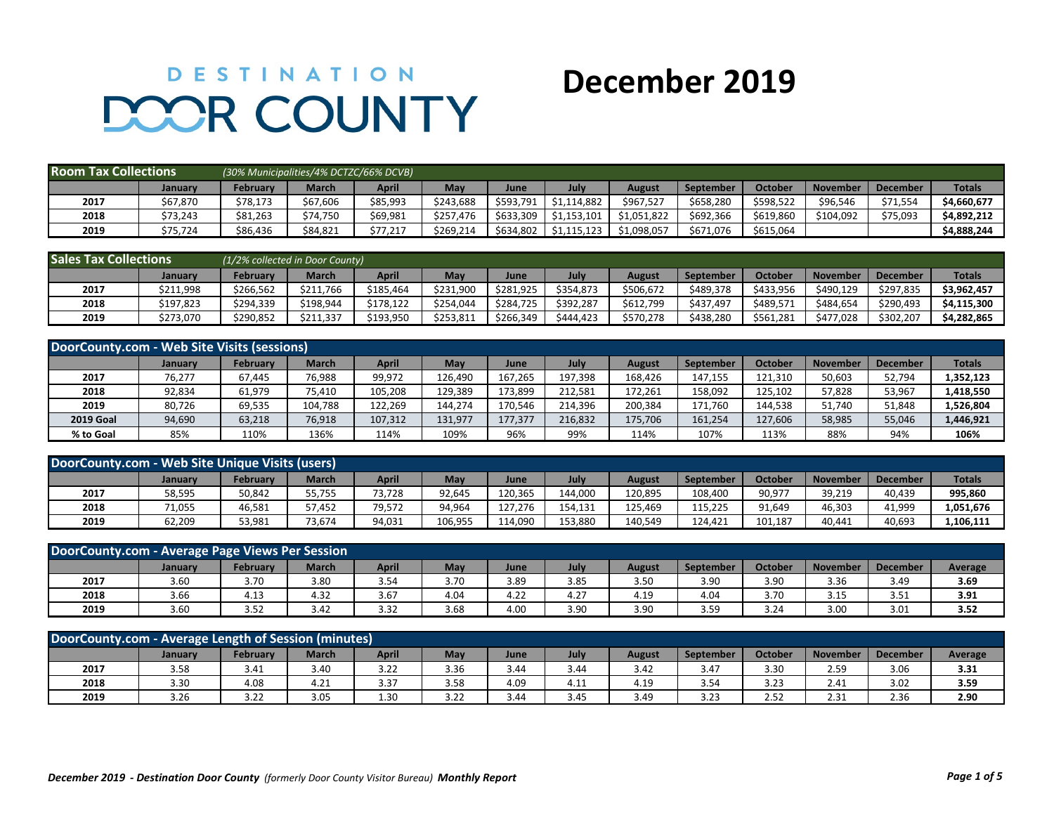# DESTINATION DOOR COUNTY

# December 2019

| Room Tax Collections | *(30% Municipalities/4% DCTZC/66% DCVB)* | | | | | | | | | | | | |
|---|---|---|---|---|---|---|---|---|---|---|---|---|---|
| | **January** | **February** | **March** | **April** | **May** | **June** | **July** | **August** | **September** | **October** | **November** | **December** | **Totals** |
| **2017** | $67,870 | $78,173 | $67,606 | $85,993 | $243,688 | $593,791 | $1,114,882 | $967,527 | $658,280 | $598,522 | $96,546 | $71,554 | **$4,660,677** |
| **2018** | $73,243 | $81,263 | $74,750 | $69,981 | $257,476 | $633,309 | $1,153,101 | $1,051,822 | $692,366 | $619,860 | $104,092 | $75,093 | **$4,892,212** |
| **2019** | $75,724 | $86,436 | $84,821 | $77,217 | $269,214 | $634,802 | $1,115,123 | $1,098,057 | $671,076 | $615,064 | | | **$4,888,244** |

| Sales Tax Collections | *(1/2% collected in Door County)* | | | | | | | | | | | | |
|---|---|---|---|---|---|---|---|---|---|---|---|---|---|
| | **January** | **February** | **March** | **April** | **May** | **June** | **July** | **August** | **September** | **October** | **November** | **December** | **Totals** |
| **2017** | $211,998 | $266,562 | $211,766 | $185,464 | $231,900 | $281,925 | $354,873 | $506,672 | $489,378 | $433,956 | $490,129 | $297,835 | **$3,962,457** |
| **2018** | $197,823 | $294,339 | $198,944 | $178,122 | $254,044 | $284,725 | $392,287 | $612,799 | $437,497 | $489,571 | $484,654 | $290,493 | **$4,115,300** |
| **2019** | $273,070 | $290,852 | $211,337 | $193,950 | $253,811 | $266,349 | $444,423 | $570,278 | $438,280 | $561,281 | $477,028 | $302,207 | **$4,282,865** |

| DoorCounty.com - Web Site Visits (sessions) | | | | | | | | | | | | | |
|---|---|---|---|---|---|---|---|---|---|---|---|---|---|
| | **January** | **February** | **March** | **April** | **May** | **June** | **July** | **August** | **September** | **October** | **November** | **December** | **Totals** |
| **2017** | 76,277 | 67,445 | 76,988 | 99,972 | 126,490 | 167,265 | 197,398 | 168,426 | 147,155 | 121,310 | 50,603 | 52,794 | **1,352,123** |
| **2018** | 92,834 | 61,979 | 75,410 | 105,208 | 129,389 | 173,899 | 212,581 | 172,261 | 158,092 | 125,102 | 57,828 | 53,967 | **1,418,550** |
| **2019** | 80,726 | 69,535 | 104,788 | 122,269 | 144,274 | 170,546 | 214,396 | 200,384 | 171,760 | 144,538 | 51,740 | 51,848 | **1,526,804** |
| **2019 Goal** | 94,690 | 63,218 | 76,918 | 107,312 | 131,977 | 177,377 | 216,832 | 175,706 | 161,254 | 127,606 | 58,985 | 55,046 | **1,446,921** |
| **% to Goal** | 85% | 110% | 136% | 114% | 109% | 96% | 99% | 114% | 107% | 113% | 88% | 94% | **106%** |

| DoorCounty.com - Web Site Unique Visits (users) | | | | | | | | | | | | | |
|---|---|---|---|---|---|---|---|---|---|---|---|---|---|
| | **January** | **February** | **March** | **April** | **May** | **June** | **July** | **August** | **September** | **October** | **November** | **December** | **Totals** |
| **2017** | 58,595 | 50,842 | 55,755 | 73,728 | 92,645 | 120,365 | 144,000 | 120,895 | 108,400 | 90,977 | 39,219 | 40,439 | **995,860** |
| **2018** | 71,055 | 46,581 | 57,452 | 79,572 | 94,964 | 127,276 | 154,131 | 125,469 | 115,225 | 91,649 | 46,303 | 41,999 | **1,051,676** |
| **2019** | 62,209 | 53,981 | 73,674 | 94,031 | 106,955 | 114,090 | 153,880 | 140,549 | 124,421 | 101,187 | 40,441 | 40,693 | **1,106,111** |

| DoorCounty.com - Average Page Views Per Session | | | | | | | | | | | | | |
|---|---|---|---|---|---|---|---|---|---|---|---|---|---|
| | **January** | **February** | **March** | **April** | **May** | **June** | **July** | **August** | **September** | **October** | **November** | **December** | **Average** |
| **2017** | 3.60 | 3.70 | 3.80 | 3.54 | 3.70 | 3.89 | 3.85 | 3.50 | 3.90 | 3.90 | 3.36 | 3.49 | **3.69** |
| **2018** | 3.66 | 4.13 | 4.32 | 3.67 | 4.04 | 4.22 | 4.27 | 4.19 | 4.04 | 3.70 | 3.15 | 3.51 | **3.91** |
| **2019** | 3.60 | 3.52 | 3.42 | 3.32 | 3.68 | 4.00 | 3.90 | 3.90 | 3.59 | 3.24 | 3.00 | 3.01 | **3.52** |

| DoorCounty.com - Average Length of Session (minutes) | | | | | | | | | | | | | |
|---|---|---|---|---|---|---|---|---|---|---|---|---|---|
| | **January** | **February** | **March** | **April** | **May** | **June** | **July** | **August** | **September** | **October** | **November** | **December** | **Average** |
| **2017** | 3.58 | 3.41 | 3.40 | 3.22 | 3.36 | 3.44 | 3.44 | 3.42 | 3.47 | 3.30 | 2.59 | 3.06 | **3.31** |
| **2018** | 3.30 | 4.08 | 4.21 | 3.37 | 3.58 | 4.09 | 4.11 | 4.19 | 3.54 | 3.23 | 2.41 | 3.02 | **3.59** |
| **2019** | 3.26 | 3.22 | 3.05 | 1.30 | 3.22 | 3.44 | 3.45 | 3.49 | 3.23 | 2.52 | 2.31 | 2.36 | **2.90** |

***December 2019 - Destination Door County*** *(formerly Door County Visitor Bureau)* ***Monthly Report***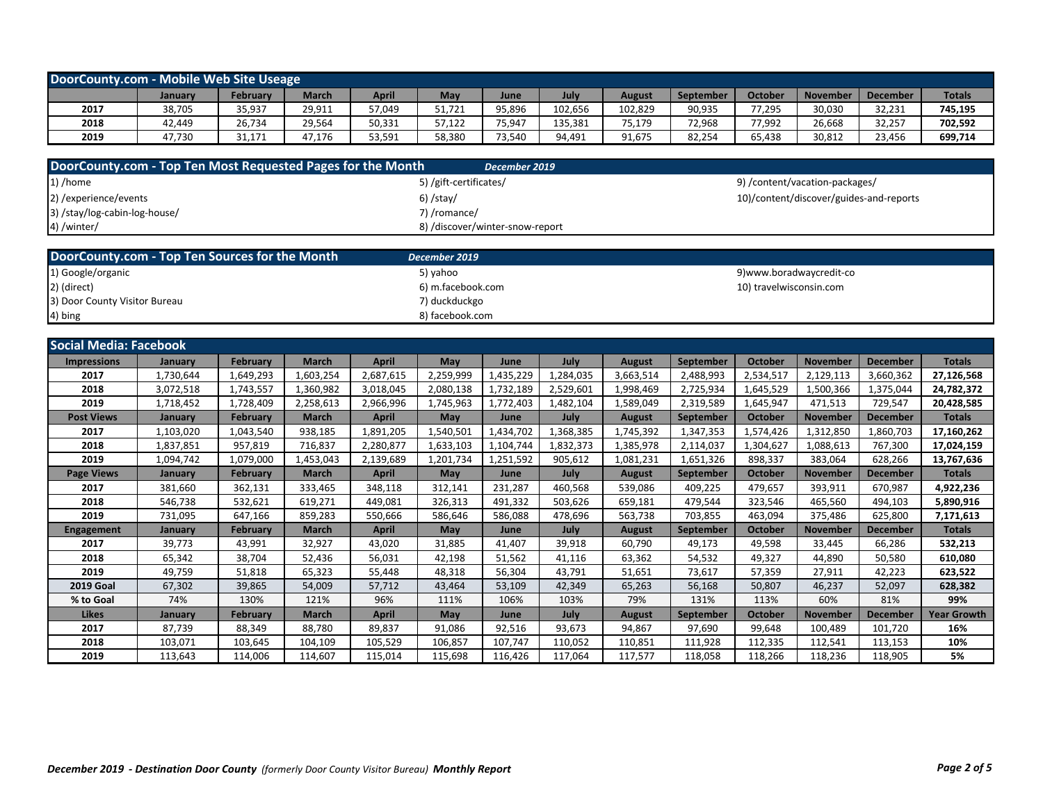## DoorCounty.com - Mobile Web Site Useage

| | January | February | March | April | May | June | July | August | September | October | November | December | Totals |
|---|---|---|---|---|---|---|---|---|---|---|---|---|---|
| 2017 | 38,705 | 35,937 | 29,911 | 57,049 | 51,721 | 95,896 | 102,656 | 102,829 | 90,935 | 77,295 | 30,030 | 32,231 | **745,195** |
| 2018 | 42,449 | 26,734 | 29,564 | 50,331 | 57,122 | 75,947 | 135,381 | 75,179 | 72,968 | 77,992 | 26,668 | 32,257 | **702,592** |
| 2019 | 47,730 | 31,171 | 47,176 | 53,591 | 58,380 | 73,540 | 94,491 | 91,675 | 82,254 | 65,438 | 30,812 | 23,456 | **699,714** |

## DoorCounty.com - Top Ten Most Requested Pages for the Month *December 2019*

1) /home
2) /experience/events
3) /stay/log-cabin-log-house/
4) /winter/
5) /gift-certificates/
6) /stay/
7) /romance/
8) /discover/winter-snow-report
9) /content/vacation-packages/
10)/content/discover/guides-and-reports

## DoorCounty.com - Top Ten Sources for the Month *December 2019*

1) Google/organic
2) (direct)
3) Door County Visitor Bureau
4) bing
5) yahoo
6) m.facebook.com
7) duckduckgo
8) facebook.com
9)www.boradwaycredit-co
10) travelwisconsin.com

## Social Media: Facebook

| Impressions | January | February | March | April | May | June | July | August | September | October | November | December | Totals |
|---|---|---|---|---|---|---|---|---|---|---|---|---|---|
| 2017 | 1,730,644 | 1,649,293 | 1,603,254 | 2,687,615 | 2,259,999 | 1,435,229 | 1,284,035 | 3,663,514 | 2,488,993 | 2,534,517 | 2,129,113 | 3,660,362 | **27,126,568** |
| 2018 | 3,072,518 | 1,743,557 | 1,360,982 | 3,018,045 | 2,080,138 | 1,732,189 | 2,529,601 | 1,998,469 | 2,725,934 | 1,645,529 | 1,500,366 | 1,375,044 | **24,782,372** |
| 2019 | 1,718,452 | 1,728,409 | 2,258,613 | 2,966,996 | 1,745,963 | 1,772,403 | 1,482,104 | 1,589,049 | 2,319,589 | 1,645,947 | 471,513 | 729,547 | **20,428,585** |
| **Post Views** | **January** | **February** | **March** | **April** | **May** | **June** | **July** | **August** | **September** | **October** | **November** | **December** | **Totals** |
| 2017 | 1,103,020 | 1,043,540 | 938,185 | 1,891,205 | 1,540,501 | 1,434,702 | 1,368,385 | 1,745,392 | 1,347,353 | 1,574,426 | 1,312,850 | 1,860,703 | **17,160,262** |
| 2018 | 1,837,851 | 957,819 | 716,837 | 2,280,877 | 1,633,103 | 1,104,744 | 1,832,373 | 1,385,978 | 2,114,037 | 1,304,627 | 1,088,613 | 767,300 | **17,024,159** |
| 2019 | 1,094,742 | 1,079,000 | 1,453,043 | 2,139,689 | 1,201,734 | 1,251,592 | 905,612 | 1,081,231 | 1,651,326 | 898,337 | 383,064 | 628,266 | **13,767,636** |
| **Page Views** | **January** | **February** | **March** | **April** | **May** | **June** | **July** | **August** | **September** | **October** | **November** | **December** | **Totals** |
| 2017 | 381,660 | 362,131 | 333,465 | 348,118 | 312,141 | 231,287 | 460,568 | 539,086 | 409,225 | 479,657 | 393,911 | 670,987 | **4,922,236** |
| 2018 | 546,738 | 532,621 | 619,271 | 449,081 | 326,313 | 491,332 | 503,626 | 659,181 | 479,544 | 323,546 | 465,560 | 494,103 | **5,890,916** |
| 2019 | 731,095 | 647,166 | 859,283 | 550,666 | 586,646 | 586,088 | 478,696 | 563,738 | 703,855 | 463,094 | 375,486 | 625,800 | **7,171,613** |
| **Engagement** | **January** | **February** | **March** | **April** | **May** | **June** | **July** | **August** | **September** | **October** | **November** | **December** | **Totals** |
| 2017 | 39,773 | 43,991 | 32,927 | 43,020 | 31,885 | 41,407 | 39,918 | 60,790 | 49,173 | 49,598 | 33,445 | 66,286 | **532,213** |
| 2018 | 65,342 | 38,704 | 52,436 | 56,031 | 42,198 | 51,562 | 41,116 | 63,362 | 54,532 | 49,327 | 44,890 | 50,580 | **610,080** |
| 2019 | 49,759 | 51,818 | 65,323 | 55,448 | 48,318 | 56,304 | 43,791 | 51,651 | 73,617 | 57,359 | 27,911 | 42,223 | **623,522** |
| **2019 Goal** | 67,302 | 39,865 | 54,009 | 57,712 | 43,464 | 53,109 | 42,349 | 65,263 | 56,168 | 50,807 | 46,237 | 52,097 | **628,382** |
| **% to Goal** | 74% | 130% | 121% | 96% | 111% | 106% | 103% | 79% | 131% | 113% | 60% | 81% | **99%** |
| **Likes** | **January** | **February** | **March** | **April** | **May** | **June** | **July** | **August** | **September** | **October** | **November** | **December** | **Year Growth** |
| 2017 | 87,739 | 88,349 | 88,780 | 89,837 | 91,086 | 92,516 | 93,673 | 94,867 | 97,690 | 99,648 | 100,489 | 101,720 | **16%** |
| 2018 | 103,071 | 103,645 | 104,109 | 105,529 | 106,857 | 107,747 | 110,052 | 110,851 | 111,928 | 112,335 | 112,541 | 113,153 | **10%** |
| 2019 | 113,643 | 114,006 | 114,607 | 115,014 | 115,698 | 116,426 | 117,064 | 117,577 | 118,058 | 118,266 | 118,236 | 118,905 | **5%** |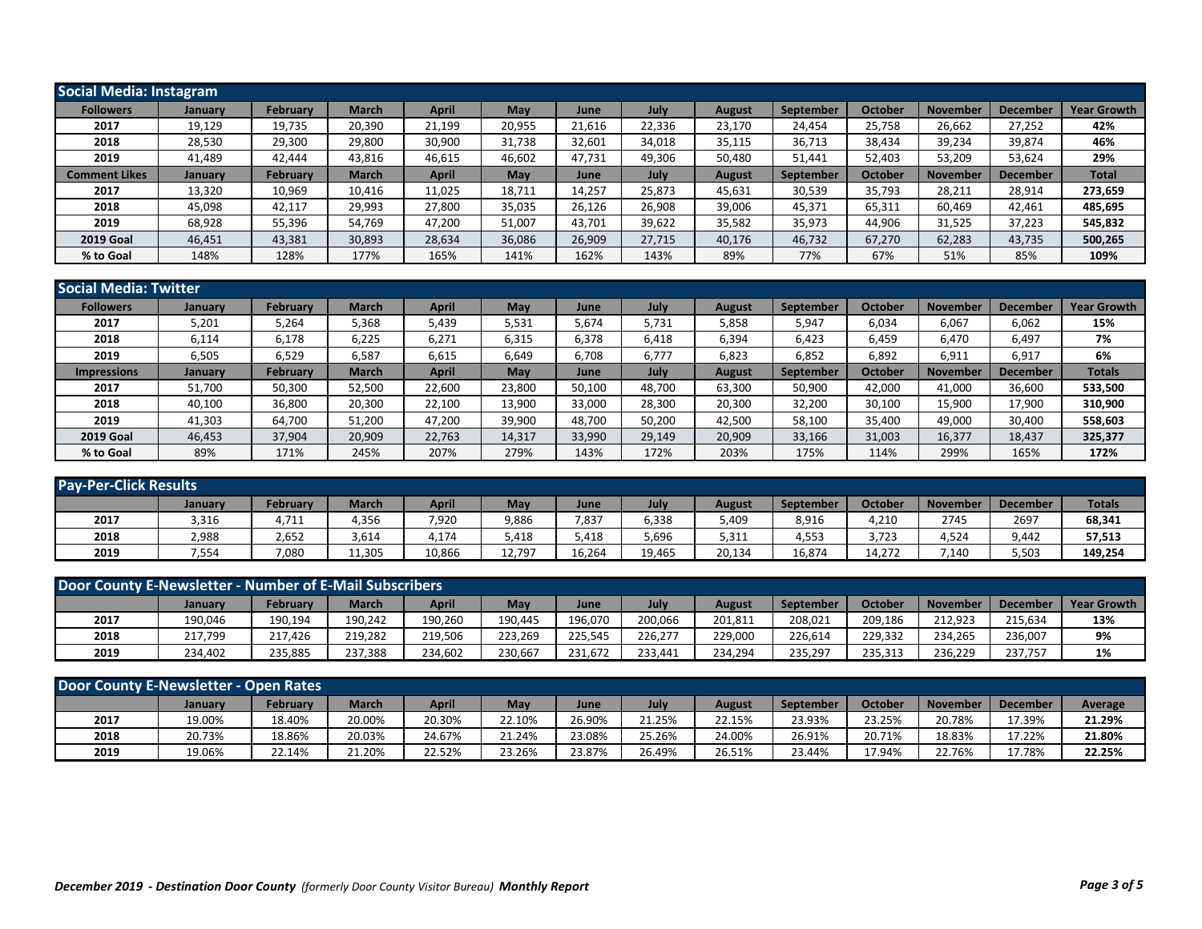## Social Media: Instagram

| Followers | January | February | March | April | May | June | July | August | September | October | November | December | Year Growth |
|---|---|---|---|---|---|---|---|---|---|---|---|---|---|
| 2017 | 19,129 | 19,735 | 20,390 | 21,199 | 20,955 | 21,616 | 22,336 | 23,170 | 24,454 | 25,758 | 26,662 | 27,252 | **42%** |
| 2018 | 28,530 | 29,300 | 29,800 | 30,900 | 31,738 | 32,601 | 34,018 | 35,115 | 36,713 | 38,434 | 39,234 | 39,874 | **46%** |
| 2019 | 41,489 | 42,444 | 43,816 | 46,615 | 46,602 | 47,731 | 49,306 | 50,480 | 51,441 | 52,403 | 53,209 | 53,624 | **29%** |
| **Comment Likes** | **January** | **February** | **March** | **April** | **May** | **June** | **July** | **August** | **September** | **October** | **November** | **December** | **Total** |
| 2017 | 13,320 | 10,969 | 10,416 | 11,025 | 18,711 | 14,257 | 25,873 | 45,631 | 30,539 | 35,793 | 28,211 | 28,914 | **273,659** |
| 2018 | 45,098 | 42,117 | 29,993 | 27,800 | 35,035 | 26,126 | 26,908 | 39,006 | 45,371 | 65,311 | 60,469 | 42,461 | **485,695** |
| 2019 | 68,928 | 55,396 | 54,769 | 47,200 | 51,007 | 43,701 | 39,622 | 35,582 | 35,973 | 44,906 | 31,525 | 37,223 | **545,832** |
| **2019 Goal** | 46,451 | 43,381 | 30,893 | 28,634 | 36,086 | 26,909 | 27,715 | 40,176 | 46,732 | 67,270 | 62,283 | 43,735 | **500,265** |
| **% to Goal** | 148% | 128% | 177% | 165% | 141% | 162% | 143% | 89% | 77% | 67% | 51% | 85% | **109%** |

## Social Media: Twitter

| Followers | January | February | March | April | May | June | July | August | September | October | November | December | Year Growth |
|---|---|---|---|---|---|---|---|---|---|---|---|---|---|
| 2017 | 5,201 | 5,264 | 5,368 | 5,439 | 5,531 | 5,674 | 5,731 | 5,858 | 5,947 | 6,034 | 6,067 | 6,062 | **15%** |
| 2018 | 6,114 | 6,178 | 6,225 | 6,271 | 6,315 | 6,378 | 6,418 | 6,394 | 6,423 | 6,459 | 6,470 | 6,497 | **7%** |
| 2019 | 6,505 | 6,529 | 6,587 | 6,615 | 6,649 | 6,708 | 6,777 | 6,823 | 6,852 | 6,892 | 6,911 | 6,917 | **6%** |
| **Impressions** | **January** | **February** | **March** | **April** | **May** | **June** | **July** | **August** | **September** | **October** | **November** | **December** | **Totals** |
| 2017 | 51,700 | 50,300 | 52,500 | 22,600 | 23,800 | 50,100 | 48,700 | 63,300 | 50,900 | 42,000 | 41,000 | 36,600 | **533,500** |
| 2018 | 40,100 | 36,800 | 20,300 | 22,100 | 13,900 | 33,000 | 28,300 | 20,300 | 32,200 | 30,100 | 15,900 | 17,900 | **310,900** |
| 2019 | 41,303 | 64,700 | 51,200 | 47,200 | 39,900 | 48,700 | 50,200 | 42,500 | 58,100 | 35,400 | 49,000 | 30,400 | **558,603** |
| **2019 Goal** | 46,453 | 37,904 | 20,909 | 22,763 | 14,317 | 33,990 | 29,149 | 20,909 | 33,166 | 31,003 | 16,377 | 18,437 | **325,377** |
| **% to Goal** | 89% | 171% | 245% | 207% | 279% | 143% | 172% | 203% | 175% | 114% | 299% | 165% | **172%** |

## Pay-Per-Click Results

| | January | February | March | April | May | June | July | August | September | October | November | December | Totals |
|---|---|---|---|---|---|---|---|---|---|---|---|---|---|
| 2017 | 3,316 | 4,711 | 4,356 | 7,920 | 9,886 | 7,837 | 6,338 | 5,409 | 8,916 | 4,210 | 2745 | 2697 | **68,341** |
| 2018 | 2,988 | 2,652 | 3,614 | 4,174 | 5,418 | 5,418 | 5,696 | 5,311 | 4,553 | 3,723 | 4,524 | 9,442 | **57,513** |
| 2019 | 7,554 | 7,080 | 11,305 | 10,866 | 12,797 | 16,264 | 19,465 | 20,134 | 16,874 | 14,272 | 7,140 | 5,503 | **149,254** |

## Door County E-Newsletter - Number of E-Mail Subscribers

| | January | February | March | April | May | June | July | August | September | October | November | December | Year Growth |
|---|---|---|---|---|---|---|---|---|---|---|---|---|---|
| 2017 | 190,046 | 190,194 | 190,242 | 190,260 | 190,445 | 196,070 | 200,066 | 201,811 | 208,021 | 209,186 | 212,923 | 215,634 | **13%** |
| 2018 | 217,799 | 217,426 | 219,282 | 219,506 | 223,269 | 225,545 | 226,277 | 229,000 | 226,614 | 229,332 | 234,265 | 236,007 | **9%** |
| 2019 | 234,402 | 235,885 | 237,388 | 234,602 | 230,667 | 231,672 | 233,441 | 234,294 | 235,297 | 235,313 | 236,229 | 237,757 | **1%** |

## Door County E-Newsletter - Open Rates

| | January | February | March | April | May | June | July | August | September | October | November | December | Average |
|---|---|---|---|---|---|---|---|---|---|---|---|---|---|
| 2017 | 19.00% | 18.40% | 20.00% | 20.30% | 22.10% | 26.90% | 21.25% | 22.15% | 23.93% | 23.25% | 20.78% | 17.39% | **21.29%** |
| 2018 | 20.73% | 18.86% | 20.03% | 24.67% | 21.24% | 23.08% | 25.26% | 24.00% | 26.91% | 20.71% | 18.83% | 17.22% | **21.80%** |
| 2019 | 19.06% | 22.14% | 21.20% | 22.52% | 23.26% | 23.87% | 26.49% | 26.51% | 23.44% | 17.94% | 22.76% | 17.78% | **22.25%** |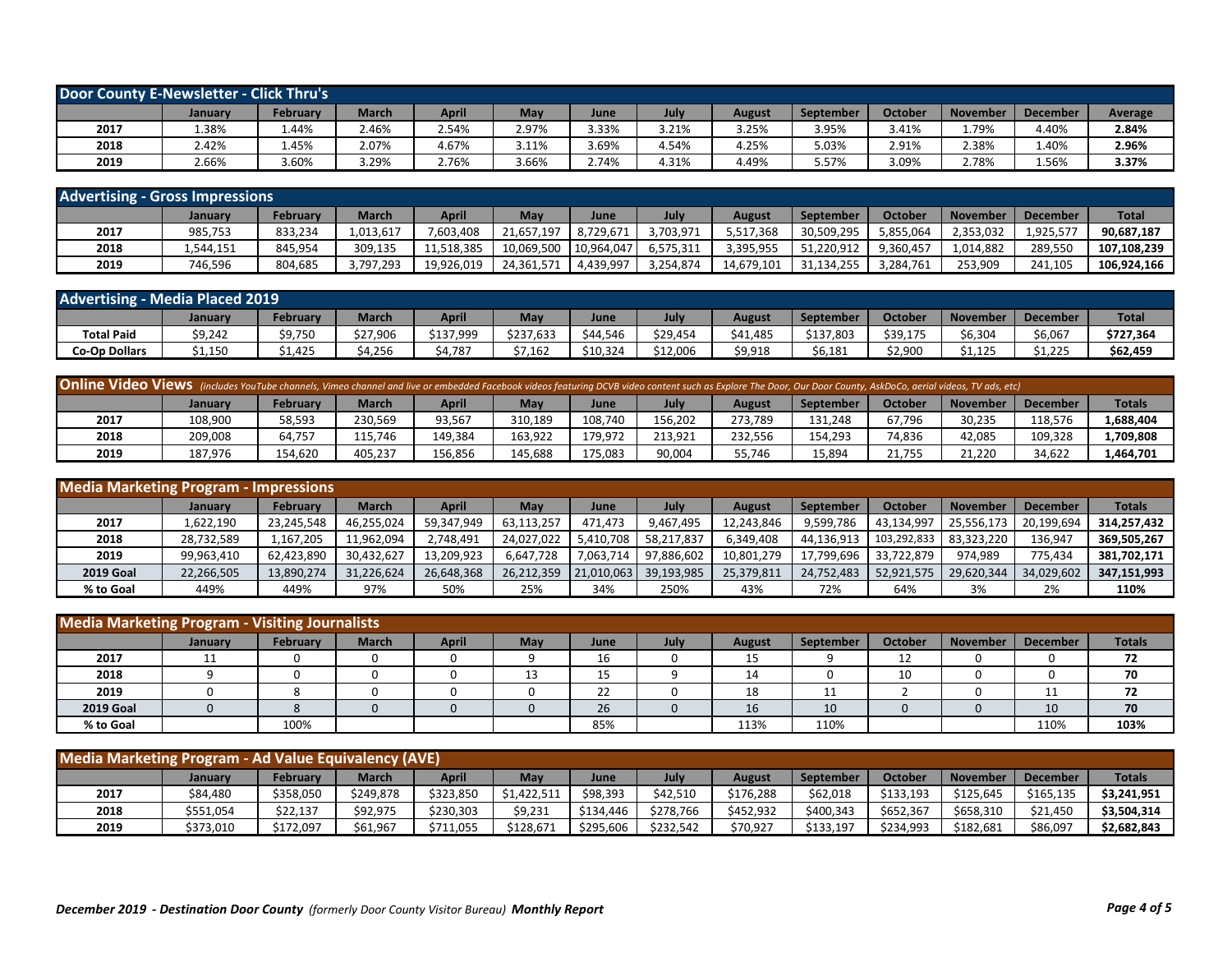## Door County E-Newsletter - Click Thru's

| | January | February | March | April | May | June | July | August | September | October | November | December | Average |
|---|---|---|---|---|---|---|---|---|---|---|---|---|---|
| 2017 | 1.38% | 1.44% | 2.46% | 2.54% | 2.97% | 3.33% | 3.21% | 3.25% | 3.95% | 3.41% | 1.79% | 4.40% | **2.84%** |
| 2018 | 2.42% | 1.45% | 2.07% | 4.67% | 3.11% | 3.69% | 4.54% | 4.25% | 5.03% | 2.91% | 2.38% | 1.40% | **2.96%** |
| 2019 | 2.66% | 3.60% | 3.29% | 2.76% | 3.66% | 2.74% | 4.31% | 4.49% | 5.57% | 3.09% | 2.78% | 1.56% | **3.37%** |

## Advertising - Gross Impressions

| | January | February | March | April | May | June | July | August | September | October | November | December | Total |
|---|---|---|---|---|---|---|---|---|---|---|---|---|---|
| 2017 | 985,753 | 833,234 | 1,013,617 | 7,603,408 | 21,657,197 | 8,729,671 | 3,703,971 | 5,517,368 | 30,509,295 | 5,855,064 | 2,353,032 | 1,925,577 | **90,687,187** |
| 2018 | 1,544,151 | 845,954 | 309,135 | 11,518,385 | 10,069,500 | 10,964,047 | 6,575,311 | 3,395,955 | 51,220,912 | 9,360,457 | 1,014,882 | 289,550 | **107,108,239** |
| 2019 | 746,596 | 804,685 | 3,797,293 | 19,926,019 | 24,361,571 | 4,439,997 | 3,254,874 | 14,679,101 | 31,134,255 | 3,284,761 | 253,909 | 241,105 | **106,924,166** |

## Advertising - Media Placed 2019

| | January | February | March | April | May | June | July | August | September | October | November | December | Total |
|---|---|---|---|---|---|---|---|---|---|---|---|---|---|
| **Total Paid** | $9,242 | $9,750 | $27,906 | $137,999 | $237,633 | $44,546 | $29,454 | $41,485 | $137,803 | $39,175 | $6,304 | $6,067 | **$727,364** |
| **Co-Op Dollars** | $1,150 | $1,425 | $4,256 | $4,787 | $7,162 | $10,324 | $12,006 | $9,918 | $6,181 | $2,900 | $1,125 | $1,225 | **$62,459** |

## Online Video Views *(includes YouTube channels, Vimeo channel and live or embedded Facebook videos featuring DCVB video content such as Explore The Door, Our Door County, AskDoCo, aerial videos, TV ads, etc)*

| | January | February | March | April | May | June | July | August | September | October | November | December | Totals |
|---|---|---|---|---|---|---|---|---|---|---|---|---|---|
| 2017 | 108,900 | 58,593 | 230,569 | 93,567 | 310,189 | 108,740 | 156,202 | 273,789 | 131,248 | 67,796 | 30,235 | 118,576 | **1,688,404** |
| 2018 | 209,008 | 64,757 | 115,746 | 149,384 | 163,922 | 179,972 | 213,921 | 232,556 | 154,293 | 74,836 | 42,085 | 109,328 | **1,709,808** |
| 2019 | 187,976 | 154,620 | 405,237 | 156,856 | 145,688 | 175,083 | 90,004 | 55,746 | 15,894 | 21,755 | 21,220 | 34,622 | **1,464,701** |

## Media Marketing Program - Impressions

| | January | February | March | April | May | June | July | August | September | October | November | December | Totals |
|---|---|---|---|---|---|---|---|---|---|---|---|---|---|
| 2017 | 1,622,190 | 23,245,548 | 46,255,024 | 59,347,949 | 63,113,257 | 471,473 | 9,467,495 | 12,243,846 | 9,599,786 | 43,134,997 | 25,556,173 | 20,199,694 | **314,257,432** |
| 2018 | 28,732,589 | 1,167,205 | 11,962,094 | 2,748,491 | 24,027,022 | 5,410,708 | 58,217,837 | 6,349,408 | 44,136,913 | 103,292,833 | 83,323,220 | 136,947 | **369,505,267** |
| 2019 | 99,963,410 | 62,423,890 | 30,432,627 | 13,209,923 | 6,647,728 | 7,063,714 | 97,886,602 | 10,801,279 | 17,799,696 | 33,722,879 | 974,989 | 775,434 | **381,702,171** |
| **2019 Goal** | 22,266,505 | 13,890,274 | 31,226,624 | 26,648,368 | 26,212,359 | 21,010,063 | 39,193,985 | 25,379,811 | 24,752,483 | 52,921,575 | 29,620,344 | 34,029,602 | **347,151,993** |
| **% to Goal** | 449% | 449% | 97% | 50% | 25% | 34% | 250% | 43% | 72% | 64% | 3% | 2% | **110%** |

## Media Marketing Program - Visiting Journalists

| | January | February | March | April | May | June | July | August | September | October | November | December | Totals |
|---|---|---|---|---|---|---|---|---|---|---|---|---|---|
| 2017 | 11 | 0 | 0 | 0 | 9 | 16 | 0 | 15 | 9 | 12 | 0 | 0 | **72** |
| 2018 | 9 | 0 | 0 | 0 | 13 | 15 | 9 | 14 | 0 | 10 | 0 | 0 | **70** |
| 2019 | 0 | 8 | 0 | 0 | 0 | 22 | 0 | 18 | 11 | 2 | 0 | 11 | **72** |
| **2019 Goal** | 0 | 8 | 0 | 0 | 0 | 26 | 0 | 16 | 10 | 0 | 0 | 10 | **70** |
| **% to Goal** | | 100% | | | | 85% | | 113% | 110% | | | 110% | **103%** |

## Media Marketing Program - Ad Value Equivalency (AVE)

| | January | February | March | April | May | June | July | August | September | October | November | December | Totals |
|---|---|---|---|---|---|---|---|---|---|---|---|---|---|
| 2017 | $84,480 | $358,050 | $249,878 | $323,850 | $1,422,511 | $98,393 | $42,510 | $176,288 | $62,018 | $133,193 | $125,645 | $165,135 | **$3,241,951** |
| 2018 | $551,054 | $22,137 | $92,975 | $230,303 | $9,231 | $134,446 | $278,766 | $452,932 | $400,343 | $652,367 | $658,310 | $21,450 | **$3,504,314** |
| 2019 | $373,010 | $172,097 | $61,967 | $711,055 | $128,671 | $295,606 | $232,542 | $70,927 | $133,197 | $234,993 | $182,681 | $86,097 | **$2,682,843** |

***December 2019 - Destination Door County** (formerly Door County Visitor Bureau) **Monthly Report***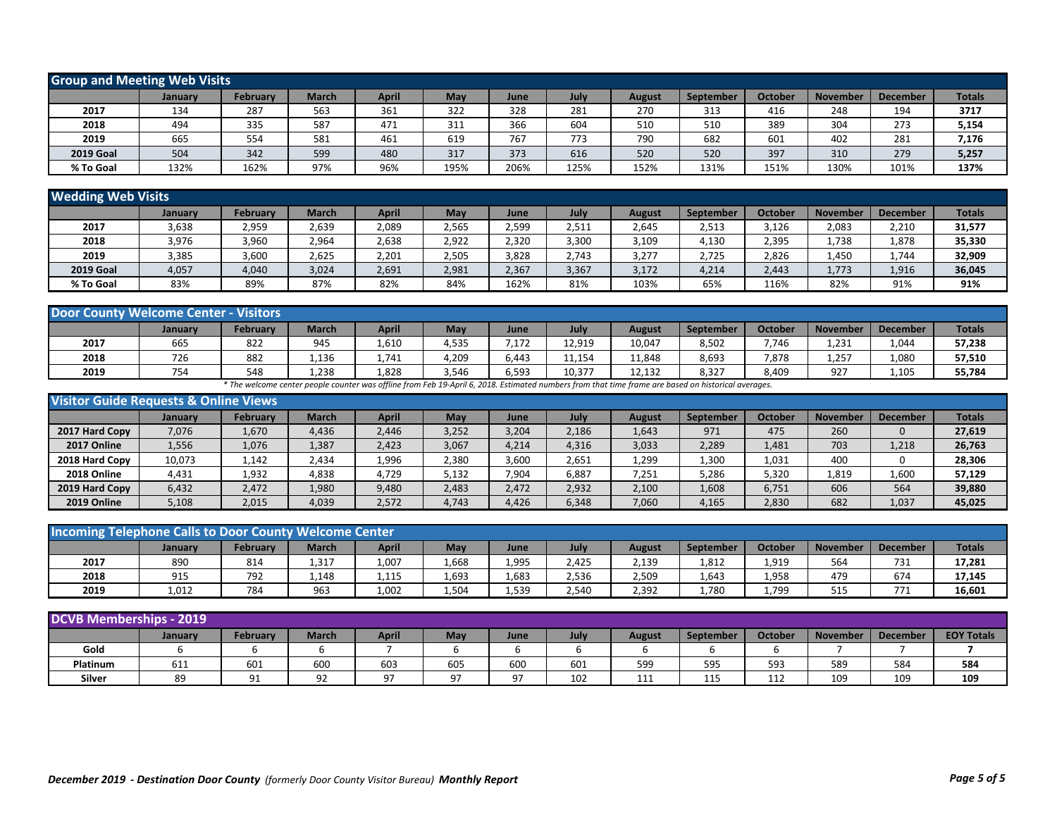## Group and Meeting Web Visits

| | January | February | March | April | May | June | July | August | September | October | November | December | Totals |
|---|---|---|---|---|---|---|---|---|---|---|---|---|---|
| 2017 | 134 | 287 | 563 | 361 | 322 | 328 | 281 | 270 | 313 | 416 | 248 | 194 | **3717** |
| 2018 | 494 | 335 | 587 | 471 | 311 | 366 | 604 | 510 | 510 | 389 | 304 | 273 | **5,154** |
| 2019 | 665 | 554 | 581 | 461 | 619 | 767 | 773 | 790 | 682 | 601 | 402 | 281 | **7,176** |
| 2019 Goal | 504 | 342 | 599 | 480 | 317 | 373 | 616 | 520 | 520 | 397 | 310 | 279 | **5,257** |
| % To Goal | 132% | 162% | 97% | 96% | 195% | 206% | 125% | 152% | 131% | 151% | 130% | 101% | **137%** |

## Wedding Web Visits

| | January | February | March | April | May | June | July | August | September | October | November | December | Totals |
|---|---|---|---|---|---|---|---|---|---|---|---|---|---|
| 2017 | 3,638 | 2,959 | 2,639 | 2,089 | 2,565 | 2,599 | 2,511 | 2,645 | 2,513 | 3,126 | 2,083 | 2,210 | **31,577** |
| 2018 | 3,976 | 3,960 | 2,964 | 2,638 | 2,922 | 2,320 | 3,300 | 3,109 | 4,130 | 2,395 | 1,738 | 1,878 | **35,330** |
| 2019 | 3,385 | 3,600 | 2,625 | 2,201 | 2,505 | 3,828 | 2,743 | 3,277 | 2,725 | 2,826 | 1,450 | 1,744 | **32,909** |
| 2019 Goal | 4,057 | 4,040 | 3,024 | 2,691 | 2,981 | 2,367 | 3,367 | 3,172 | 4,214 | 2,443 | 1,773 | 1,916 | **36,045** |
| % To Goal | 83% | 89% | 87% | 82% | 84% | 162% | 81% | 103% | 65% | 116% | 82% | 91% | **91%** |

## Door County Welcome Center - Visitors

| | January | February | March | April | May | June | July | August | September | October | November | December | Totals |
|---|---|---|---|---|---|---|---|---|---|---|---|---|---|
| 2017 | 665 | 822 | 945 | 1,610 | 4,535 | 7,172 | 12,919 | 10,047 | 8,502 | 7,746 | 1,231 | 1,044 | **57,238** |
| 2018 | 726 | 882 | 1,136 | 1,741 | 4,209 | 6,443 | 11,154 | 11,848 | 8,693 | 7,878 | 1,257 | 1,080 | **57,510** |
| 2019 | 754 | 548 | 1,238 | 1,828 | 3,546 | 6,593 | 10,377 | 12,132 | 8,327 | 8,409 | 927 | 1,105 | **55,784** |

*\* The welcome center people counter was offline from Feb 19-April 6, 2018. Estimated numbers from that time frame are based on historical averages.*

## Visitor Guide Requests & Online Views

| | January | February | March | April | May | June | July | August | September | October | November | December | Totals |
|---|---|---|---|---|---|---|---|---|---|---|---|---|---|
| 2017 Hard Copy | 7,076 | 1,670 | 4,436 | 2,446 | 3,252 | 3,204 | 2,186 | 1,643 | 971 | 475 | 260 | 0 | **27,619** |
| 2017 Online | 1,556 | 1,076 | 1,387 | 2,423 | 3,067 | 4,214 | 4,316 | 3,033 | 2,289 | 1,481 | 703 | 1,218 | **26,763** |
| 2018 Hard Copy | 10,073 | 1,142 | 2,434 | 1,996 | 2,380 | 3,600 | 2,651 | 1,299 | 1,300 | 1,031 | 400 | 0 | **28,306** |
| 2018 Online | 4,431 | 1,932 | 4,838 | 4,729 | 5,132 | 7,904 | 6,887 | 7,251 | 5,286 | 5,320 | 1,819 | 1,600 | **57,129** |
| 2019 Hard Copy | 6,432 | 2,472 | 1,980 | 9,480 | 2,483 | 2,472 | 2,932 | 2,100 | 1,608 | 6,751 | 606 | 564 | **39,880** |
| 2019 Online | 5,108 | 2,015 | 4,039 | 2,572 | 4,743 | 4,426 | 6,348 | 7,060 | 4,165 | 2,830 | 682 | 1,037 | **45,025** |

## Incoming Telephone Calls to Door County Welcome Center

| | January | February | March | April | May | June | July | August | September | October | November | December | Totals |
|---|---|---|---|---|---|---|---|---|---|---|---|---|---|
| 2017 | 890 | 814 | 1,317 | 1,007 | 1,668 | 1,995 | 2,425 | 2,139 | 1,812 | 1,919 | 564 | 731 | **17,281** |
| 2018 | 915 | 792 | 1,148 | 1,115 | 1,693 | 1,683 | 2,536 | 2,509 | 1,643 | 1,958 | 479 | 674 | **17,145** |
| 2019 | 1,012 | 784 | 963 | 1,002 | 1,504 | 1,539 | 2,540 | 2,392 | 1,780 | 1,799 | 515 | 771 | **16,601** |

## DCVB Memberships - 2019

| | January | February | March | April | May | June | July | August | September | October | November | December | EOY Totals |
|---|---|---|---|---|---|---|---|---|---|---|---|---|---|
| Gold | 6 | 6 | 6 | 7 | 6 | 6 | 6 | 6 | 6 | 6 | 7 | 7 | **7** |
| Platinum | 611 | 601 | 600 | 603 | 605 | 600 | 601 | 599 | 595 | 593 | 589 | 584 | **584** |
| Silver | 89 | 91 | 92 | 97 | 97 | 97 | 102 | 111 | 115 | 112 | 109 | 109 | **109** |